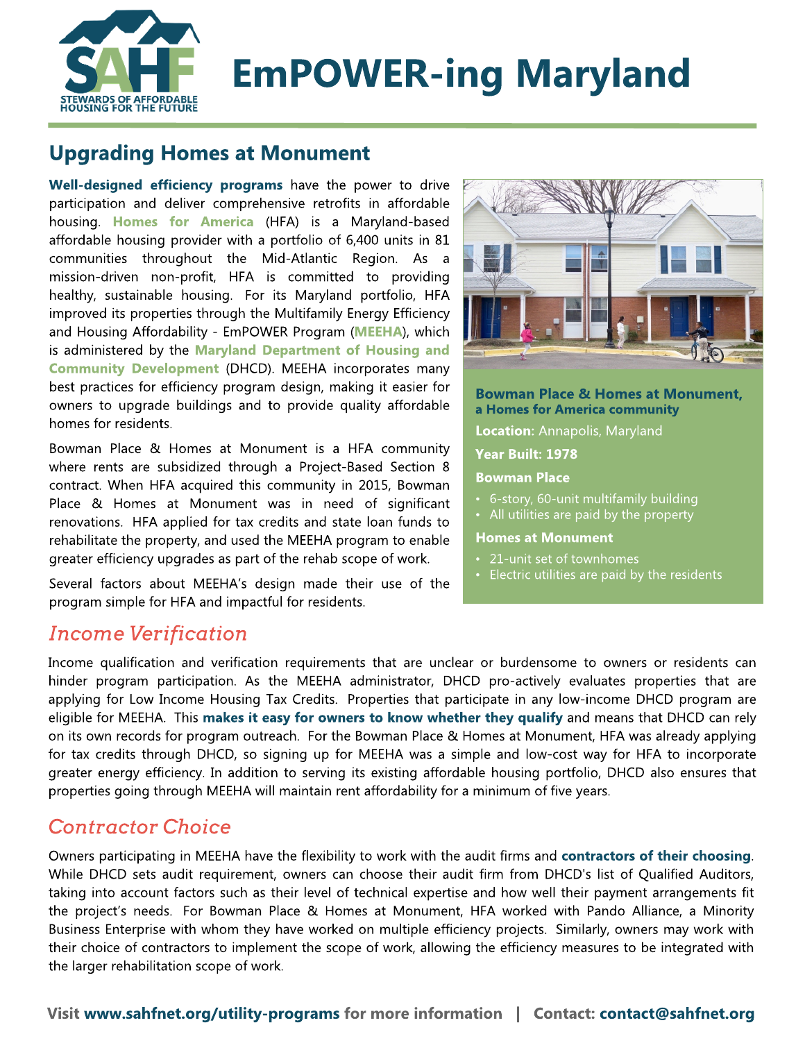# EmPOWER-ing Maryland

STEWARDS OF AFFORDABLE HOUSING FOR THE FUTURE

## Upgrading Homes at Monument

**Well-designed efficiency programs** have the power to drive participation and deliver comprehensive retrofits in affordable housing. **Homes for America** (HFA) is a Maryland-based affordable housing provider with a portfolio of 6,400 units in 81 communities throughout the Mid-Atlantic Region. As a mission-driven non-profit, HFA is committed to providing healthy, sustainable housing. For its Maryland portfolio, HFA improved its properties through the Multifamily Energy Efficiency and Housing Affordability - EmPOWER Program (**MEEHA**), which is administered by the **Maryland Department of Housing and Community Development** (DHCD). MEEHA incorporates many best practices for efficiency program design, making it easier for owners to upgrade buildings and to provide quality affordable homes for residents.

Bowman Place & Homes at Monument is a HFA community where rents are subsidized through a Project-Based Section 8 contract. When HFA acquired this community in 2015, Bowman Place & Homes at Monument was in need of significant renovations. HFA applied for tax credits and state loan funds to rehabilitate the property, and used the MEEHA program to enable greater efficiency upgrades as part of the rehab scope of work.

Several factors about MEEHA's design made their use of the program simple for HFA and impactful for residents.

**Bowman Place & Homes at Monument, a Homes for America community**

**Location:** Annapolis, Maryland

**Year Built: 1978**

**Bowman Place**

- 6-story, 60-unit multifamily building
- All utilities are paid by the property

**Homes at Monument**

- 21-unit set of townhomes
- Electric utilities are paid by the residents

### *Income Verification*

Income qualification and verification requirements that are unclear or burdensome to owners or residents can hinder program participation. As the MEEHA administrator, DHCD pro-actively evaluates properties that are applying for Low Income Housing Tax Credits. Properties that participate in any low-income DHCD program are eligible for MEEHA. This **makes it easy for owners to know whether they qualify** and means that DHCD can rely on its own records for program outreach. For the Bowman Place & Homes at Monument, HFA was already applying for tax credits through DHCD, so signing up for MEEHA was a simple and low-cost way for HFA to incorporate greater energy efficiency. In addition to serving its existing affordable housing portfolio, DHCD also ensures that properties going through MEEHA will maintain rent affordability for a minimum of five years.

### *Contractor Choice*

Owners participating in MEEHA have the flexibility to work with the audit firms and **contractors of their choosing**. While DHCD sets audit requirement, owners can choose their audit firm from DHCD's list of Qualified Auditors, taking into account factors such as their level of technical expertise and how well their payment arrangements fit the project's needs. For Bowman Place & Homes at Monument, HFA worked with Pando Alliance, a Minority Business Enterprise with whom they have worked on multiple efficiency projects. Similarly, owners may work with their choice of contractors to implement the scope of work, allowing the efficiency measures to be integrated with the larger rehabilitation scope of work.

Visit **www.sahfnet.org/utility-programs** for more information | Contact: **contact@sahfnet.org**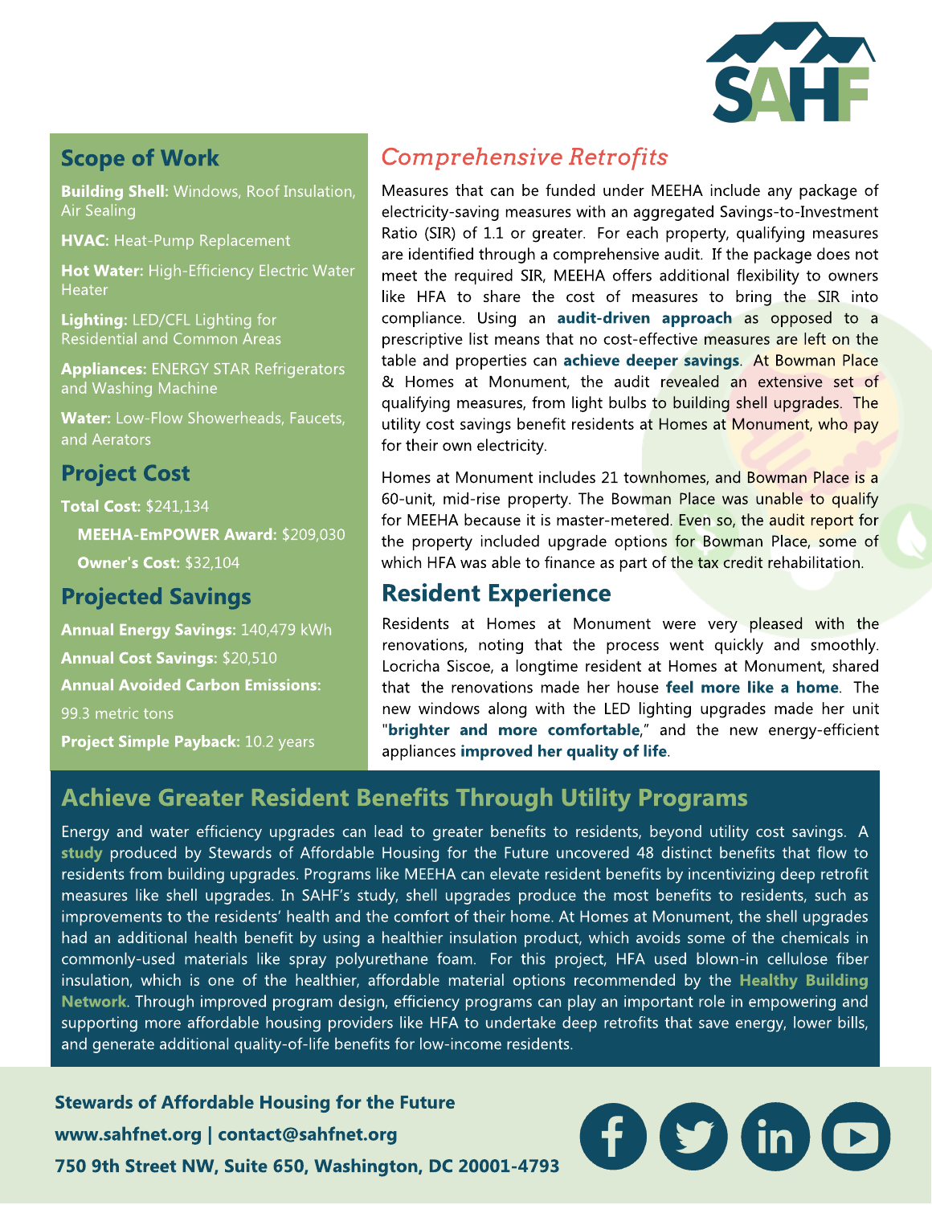## Scope of Work

**Building Shell:** Windows, Roof Insulation, Air Sealing

**HVAC:** Heat-Pump Replacement

**Hot Water:** High-Efficiency Electric Water Heater

**Lighting:** LED/CFL Lighting for Residential and Common Areas

**Appliances:** ENERGY STAR Refrigerators and Washing Machine

**Water:** Low-Flow Showerheads, Faucets, and Aerators

## Project Cost

**Total Cost:** $241,134

**MEEHA-EmPOWER Award:** $209,030

**Owner's Cost:** $32,104

## Projected Savings

**Annual Energy Savings:** 140,479 kWh

**Annual Cost Savings:** $20,510

**Annual Avoided Carbon Emissions:** 99.3 metric tons

**Project Simple Payback:** 10.2 years

## *Comprehensive Retrofits*

Measures that can be funded under MEEHA include any package of electricity-saving measures with an aggregated Savings-to-Investment Ratio (SIR) of 1.1 or greater. For each property, qualifying measures are identified through a comprehensive audit. If the package does not meet the required SIR, MEEHA offers additional flexibility to owners like HFA to share the cost of measures to bring the SIR into compliance. Using an **audit-driven approach** as opposed to a prescriptive list means that no cost-effective measures are left on the table and properties can **achieve deeper savings**. At Bowman Place & Homes at Monument, the audit revealed an extensive set of qualifying measures, from light bulbs to building shell upgrades. The utility cost savings benefit residents at Homes at Monument, who pay for their own electricity.

Homes at Monument includes 21 townhomes, and Bowman Place is a 60-unit, mid-rise property. The Bowman Place was unable to qualify for MEEHA because it is master-metered. Even so, the audit report for the property included upgrade options for Bowman Place, some of which HFA was able to finance as part of the tax credit rehabilitation.

## Resident Experience

Residents at Homes at Monument were very pleased with the renovations, noting that the process went quickly and smoothly. Locricha Siscoe, a longtime resident at Homes at Monument, shared that the renovations made her house **feel more like a home**. The new windows along with the LED lighting upgrades made her unit "**brighter and more comfortable**," and the new energy-efficient appliances **improved her quality of life**.

## Achieve Greater Resident Benefits Through Utility Programs

Energy and water efficiency upgrades can lead to greater benefits to residents, beyond utility cost savings. A **study** produced by Stewards of Affordable Housing for the Future uncovered 48 distinct benefits that flow to residents from building upgrades. Programs like MEEHA can elevate resident benefits by incentivizing deep retrofit measures like shell upgrades. In SAHF's study, shell upgrades produce the most benefits to residents, such as improvements to the residents' health and the comfort of their home. At Homes at Monument, the shell upgrades had an additional health benefit by using a healthier insulation product, which avoids some of the chemicals in commonly-used materials like spray polyurethane foam. For this project, HFA used blown-in cellulose fiber insulation, which is one of the healthier, affordable material options recommended by the **Healthy Building Network**. Through improved program design, efficiency programs can play an important role in empowering and supporting more affordable housing providers like HFA to undertake deep retrofits that save energy, lower bills, and generate additional quality-of-life benefits for low-income residents.

**Stewards of Affordable Housing for the Future**
**www.sahfnet.org | contact@sahfnet.org**
**750 9th Street NW, Suite 650, Washington, DC 20001-4793**